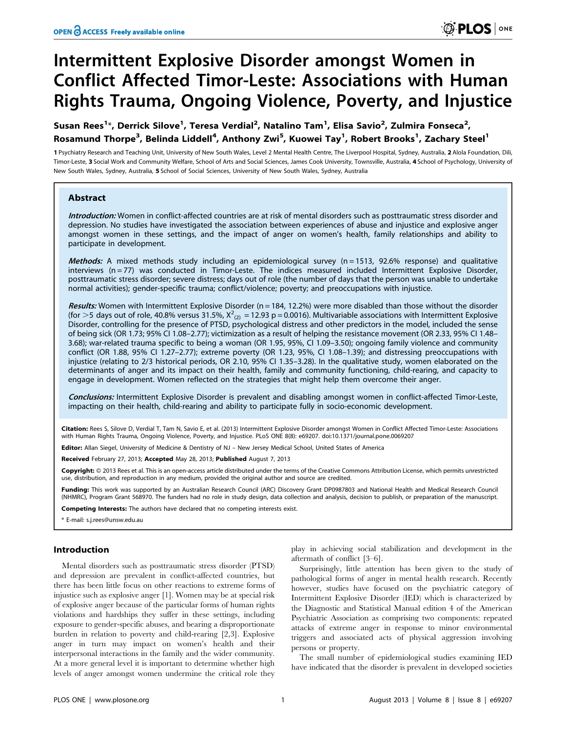# Intermittent Explosive Disorder amongst Women in Conflict Affected Timor-Leste: Associations with Human Rights Trauma, Ongoing Violence, Poverty, and Injustice

**Susan Rees[1]\*, Derrick Silove[1], Teresa Verdial[2], Natalino Tam[1], Elisa Savio[2], Zulmira Fonseca[2], Rosamund Thorpe[3], Belinda Liddell[4], Anthony Zwi[5], Kuowei Tay[1], Robert Brooks[1], Zachary Steel[1]**

1 Psychiatry Research and Teaching Unit, University of New South Wales, Level 2 Mental Health Centre, The Liverpool Hospital, Sydney, Australia, 2 Alola Foundation, Dili, Timor-Leste, 3 Social Work and Community Welfare, School of Arts and Social Sciences, James Cook University, Townsville, Australia, 4 School of Psychology, University of New South Wales, Sydney, Australia, 5 School of Social Sciences, University of New South Wales, Sydney, Australia

## Abstract

***Introduction:*** Women in conflict-affected countries are at risk of mental disorders such as posttraumatic stress disorder and depression. No studies have investigated the association between experiences of abuse and injustice and explosive anger amongst women in these settings, and the impact of anger on women's health, family relationships and ability to participate in development.

***Methods:*** A mixed methods study including an epidemiological survey (n = 1513, 92.6% response) and qualitative interviews (n = 77) was conducted in Timor-Leste. The indices measured included Intermittent Explosive Disorder, posttraumatic stress disorder; severe distress; days out of role (the number of days that the person was unable to undertake normal activities); gender-specific trauma; conflict/violence; poverty; and preoccupations with injustice.

***Results:*** Women with Intermittent Explosive Disorder (n = 184, 12.2%) were more disabled than those without the disorder (for >5 days out of role, 40.8% versus 31.5%, $X^2_{(2)} = 12.93$ p = 0.0016). Multivariable associations with Intermittent Explosive Disorder, controlling for the presence of PTSD, psychological distress and other predictors in the model, included the sense of being sick (OR 1.73; 95% CI 1.08–2.77); victimization as a result of helping the resistance movement (OR 2.33, 95% CI 1.48–3.68); war-related trauma specific to being a woman (OR 1.95, 95%, CI 1.09–3.50); ongoing family violence and community conflict (OR 1.88, 95% CI 1.27–2.77); extreme poverty (OR 1.23, 95%, CI 1.08–1.39); and distressing preoccupations with injustice (relating to 2/3 historical periods, OR 2.10, 95% CI 1.35–3.28). In the qualitative study, women elaborated on the determinants of anger and its impact on their health, family and community functioning, child-rearing, and capacity to engage in development. Women reflected on the strategies that might help them overcome their anger.

***Conclusions:*** Intermittent Explosive Disorder is prevalent and disabling amongst women in conflict-affected Timor-Leste, impacting on their health, child-rearing and ability to participate fully in socio-economic development.

**Citation:** Rees S, Silove D, Verdial T, Tam N, Savio E, et al. (2013) Intermittent Explosive Disorder amongst Women in Conflict Affected Timor-Leste: Associations with Human Rights Trauma, Ongoing Violence, Poverty, and Injustice. PLoS ONE 8(8): e69207. doi:10.1371/journal.pone.0069207

**Editor:** Allan Siegel, University of Medicine & Dentistry of NJ – New Jersey Medical School, United States of America

**Received** February 27, 2013; **Accepted** May 28, 2013; **Published** August 7, 2013

**Copyright:** © 2013 Rees et al. This is an open-access article distributed under the terms of the Creative Commons Attribution License, which permits unrestricted use, distribution, and reproduction in any medium, provided the original author and source are credited.

**Funding:** This work was supported by an Australian Research Council (ARC) Discovery Grant DP0987803 and National Health and Medical Research Council (NHMRC), Program Grant 568970. The funders had no role in study design, data collection and analysis, decision to publish, or preparation of the manuscript.

**Competing Interests:** The authors have declared that no competing interests exist.

\* E-mail: s.j.rees@unsw.edu.au

## Introduction

Mental disorders such as posttraumatic stress disorder (PTSD) and depression are prevalent in conflict-affected countries, but there has been little focus on other reactions to extreme forms of injustice such as explosive anger [1]. Women may be at special risk of explosive anger because of the particular forms of human rights violations and hardships they suffer in these settings, including exposure to gender-specific abuses, and bearing a disproportionate burden in relation to poverty and child-rearing [2,3]. Explosive anger in turn may impact on women's health and their interpersonal interactions in the family and the wider community. At a more general level it is important to determine whether high levels of anger amongst women undermine the critical role they play in achieving social stabilization and development in the aftermath of conflict [3–6].

Surprisingly, little attention has been given to the study of pathological forms of anger in mental health research. Recently however, studies have focused on the psychiatric category of Intermittent Explosive Disorder (IED) which is characterized by the Diagnostic and Statistical Manual edition 4 of the American Psychiatric Association as comprising two components: repeated attacks of extreme anger in response to minor environmental triggers and associated acts of physical aggression involving persons or property.

The small number of epidemiological studies examining IED have indicated that the disorder is prevalent in developed societies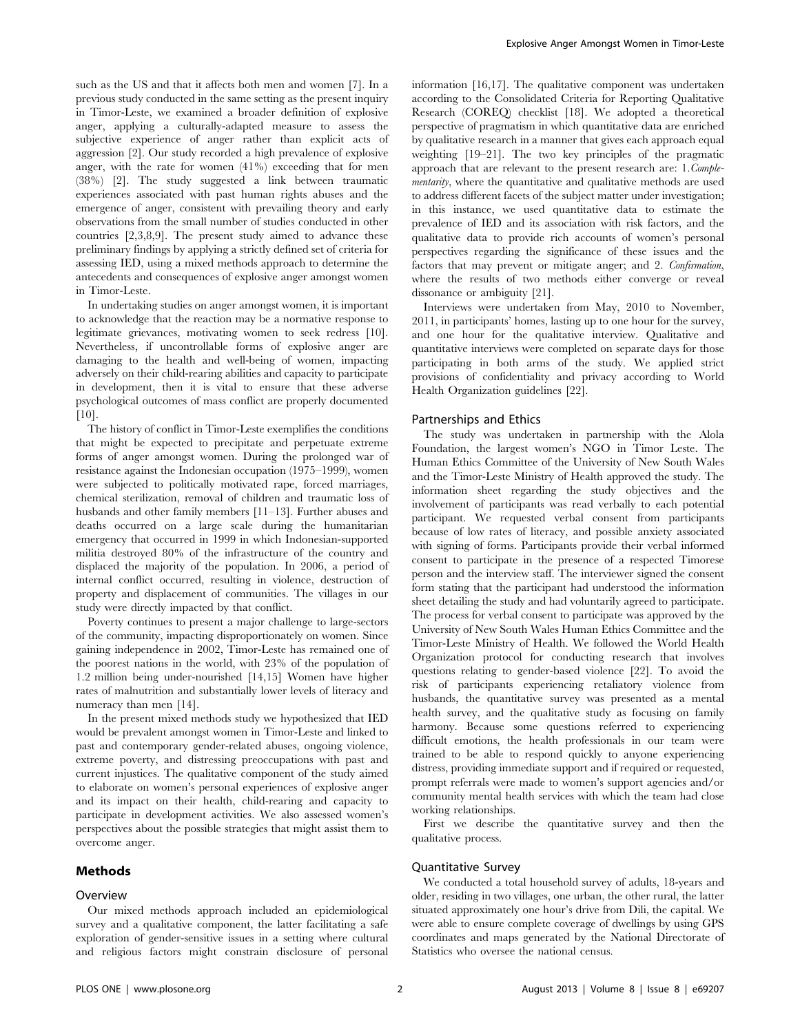such as the US and that it affects both men and women [7]. In a previous study conducted in the same setting as the present inquiry in Timor-Leste, we examined a broader definition of explosive anger, applying a culturally-adapted measure to assess the subjective experience of anger rather than explicit acts of aggression [2]. Our study recorded a high prevalence of explosive anger, with the rate for women (41%) exceeding that for men (38%) [2]. The study suggested a link between traumatic experiences associated with past human rights abuses and the emergence of anger, consistent with prevailing theory and early observations from the small number of studies conducted in other countries [2,3,8,9]. The present study aimed to advance these preliminary findings by applying a strictly defined set of criteria for assessing IED, using a mixed methods approach to determine the antecedents and consequences of explosive anger amongst women in Timor-Leste.

In undertaking studies on anger amongst women, it is important to acknowledge that the reaction may be a normative response to legitimate grievances, motivating women to seek redress [10]. Nevertheless, if uncontrollable forms of explosive anger are damaging to the health and well-being of women, impacting adversely on their child-rearing abilities and capacity to participate in development, then it is vital to ensure that these adverse psychological outcomes of mass conflict are properly documented [10].

The history of conflict in Timor-Leste exemplifies the conditions that might be expected to precipitate and perpetuate extreme forms of anger amongst women. During the prolonged war of resistance against the Indonesian occupation (1975–1999), women were subjected to politically motivated rape, forced marriages, chemical sterilization, removal of children and traumatic loss of husbands and other family members [11–13]. Further abuses and deaths occurred on a large scale during the humanitarian emergency that occurred in 1999 in which Indonesian-supported militia destroyed 80% of the infrastructure of the country and displaced the majority of the population. In 2006, a period of internal conflict occurred, resulting in violence, destruction of property and displacement of communities. The villages in our study were directly impacted by that conflict.

Poverty continues to present a major challenge to large-sectors of the community, impacting disproportionately on women. Since gaining independence in 2002, Timor-Leste has remained one of the poorest nations in the world, with 23% of the population of 1.2 million being under-nourished [14,15] Women have higher rates of malnutrition and substantially lower levels of literacy and numeracy than men [14].

In the present mixed methods study we hypothesized that IED would be prevalent amongst women in Timor-Leste and linked to past and contemporary gender-related abuses, ongoing violence, extreme poverty, and distressing preoccupations with past and current injustices. The qualitative component of the study aimed to elaborate on women's personal experiences of explosive anger and its impact on their health, child-rearing and capacity to participate in development activities. We also assessed women's perspectives about the possible strategies that might assist them to overcome anger.

## Methods

### Overview

Our mixed methods approach included an epidemiological survey and a qualitative component, the latter facilitating a safe exploration of gender-sensitive issues in a setting where cultural and religious factors might constrain disclosure of personal information [16,17]. The qualitative component was undertaken according to the Consolidated Criteria for Reporting Qualitative Research (COREQ) checklist [18]. We adopted a theoretical perspective of pragmatism in which quantitative data are enriched by qualitative research in a manner that gives each approach equal weighting [19–21]. The two key principles of the pragmatic approach that are relevant to the present research are: 1. *Complementarity*, where the quantitative and qualitative methods are used to address different facets of the subject matter under investigation; in this instance, we used quantitative data to estimate the prevalence of IED and its association with risk factors, and the qualitative data to provide rich accounts of women's personal perspectives regarding the significance of these issues and the factors that may prevent or mitigate anger; and 2. *Confirmation*, where the results of two methods either converge or reveal dissonance or ambiguity [21].

Interviews were undertaken from May, 2010 to November, 2011, in participants' homes, lasting up to one hour for the survey, and one hour for the qualitative interview. Qualitative and quantitative interviews were completed on separate days for those participating in both arms of the study. We applied strict provisions of confidentiality and privacy according to World Health Organization guidelines [22].

### Partnerships and Ethics

The study was undertaken in partnership with the Alola Foundation, the largest women's NGO in Timor Leste. The Human Ethics Committee of the University of New South Wales and the Timor-Leste Ministry of Health approved the study. The information sheet regarding the study objectives and the involvement of participants was read verbally to each potential participant. We requested verbal consent from participants because of low rates of literacy, and possible anxiety associated with signing of forms. Participants provide their verbal informed consent to participate in the presence of a respected Timorese person and the interview staff. The interviewer signed the consent form stating that the participant had understood the information sheet detailing the study and had voluntarily agreed to participate. The process for verbal consent to participate was approved by the University of New South Wales Human Ethics Committee and the Timor-Leste Ministry of Health. We followed the World Health Organization protocol for conducting research that involves questions relating to gender-based violence [22]. To avoid the risk of participants experiencing retaliatory violence from husbands, the quantitative survey was presented as a mental health survey, and the qualitative study as focusing on family harmony. Because some questions referred to experiencing difficult emotions, the health professionals in our team were trained to be able to respond quickly to anyone experiencing distress, providing immediate support and if required or requested, prompt referrals were made to women's support agencies and/or community mental health services with which the team had close working relationships.

First we describe the quantitative survey and then the qualitative process.

### Quantitative Survey

We conducted a total household survey of adults, 18-years and older, residing in two villages, one urban, the other rural, the latter situated approximately one hour's drive from Dili, the capital. We were able to ensure complete coverage of dwellings by using GPS coordinates and maps generated by the National Directorate of Statistics who oversee the national census.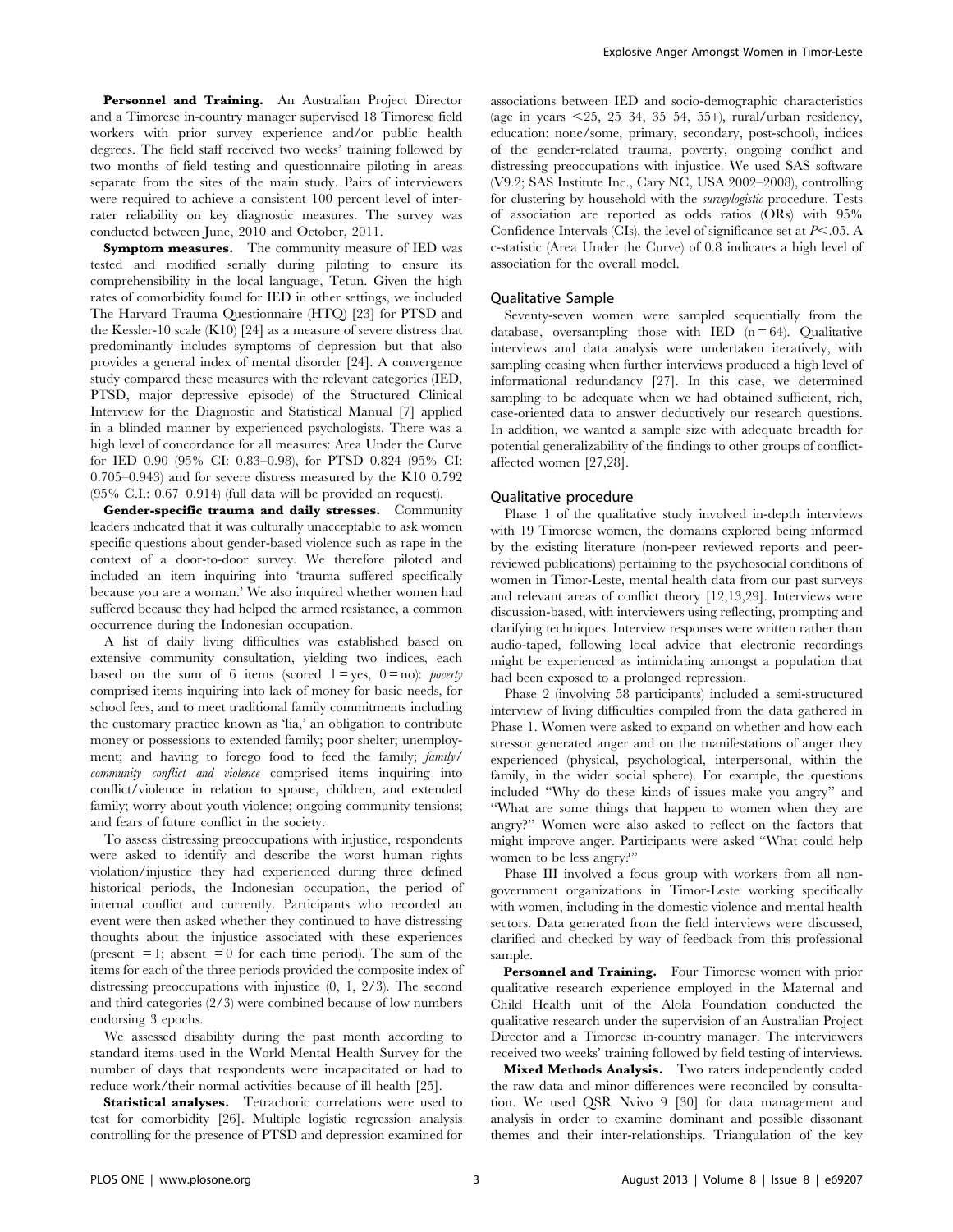**Personnel and Training.** An Australian Project Director and a Timorese in-country manager supervised 18 Timorese field workers with prior survey experience and/or public health degrees. The field staff received two weeks' training followed by two months of field testing and questionnaire piloting in areas separate from the sites of the main study. Pairs of interviewers were required to achieve a consistent 100 percent level of inter-rater reliability on key diagnostic measures. The survey was conducted between June, 2010 and October, 2011.

**Symptom measures.** The community measure of IED was tested and modified serially during piloting to ensure its comprehensibility in the local language, Tetun. Given the high rates of comorbidity found for IED in other settings, we included The Harvard Trauma Questionnaire (HTQ) [23] for PTSD and the Kessler-10 scale (K10) [24] as a measure of severe distress that predominantly includes symptoms of depression but that also provides a general index of mental disorder [24]. A convergence study compared these measures with the relevant categories (IED, PTSD, major depressive episode) of the Structured Clinical Interview for the Diagnostic and Statistical Manual [7] applied in a blinded manner by experienced psychologists. There was a high level of concordance for all measures: Area Under the Curve for IED 0.90 (95% CI: 0.83–0.98), for PTSD 0.824 (95% CI: 0.705–0.943) and for severe distress measured by the K10 0.792 (95% C.I.: 0.67–0.914) (full data will be provided on request).

**Gender-specific trauma and daily stresses.** Community leaders indicated that it was culturally unacceptable to ask women specific questions about gender-based violence such as rape in the context of a door-to-door survey. We therefore piloted and included an item inquiring into 'trauma suffered specifically because you are a woman.' We also inquired whether women had suffered because they had helped the armed resistance, a common occurrence during the Indonesian occupation.

A list of daily living difficulties was established based on extensive community consultation, yielding two indices, each based on the sum of 6 items (scored 1 = yes, 0 = no): *poverty* comprised items inquiring into lack of money for basic needs, for school fees, and to meet traditional family commitments including the customary practice known as 'lia,' an obligation to contribute money or possessions to extended family; poor shelter; unemployment; and having to forego food to feed the family; *family/community conflict and violence* comprised items inquiring into conflict/violence in relation to spouse, children, and extended family; worry about youth violence; ongoing community tensions; and fears of future conflict in the society.

To assess distressing preoccupations with injustice, respondents were asked to identify and describe the worst human rights violation/injustice they had experienced during three defined historical periods, the Indonesian occupation, the period of internal conflict and currently. Participants who recorded an event were then asked whether they continued to have distressing thoughts about the injustice associated with these experiences (present = 1; absent = 0 for each time period). The sum of the items for each of the three periods provided the composite index of distressing preoccupations with injustice (0, 1, 2/3). The second and third categories (2/3) were combined because of low numbers endorsing 3 epochs.

We assessed disability during the past month according to standard items used in the World Mental Health Survey for the number of days that respondents were incapacitated or had to reduce work/their normal activities because of ill health [25].

**Statistical analyses.** Tetrachoric correlations were used to test for comorbidity [26]. Multiple logistic regression analysis controlling for the presence of PTSD and depression examined for associations between IED and socio-demographic characteristics (age in years <25, 25–34, 35–54, 55+), rural/urban residency, education: none/some, primary, secondary, post-school), indices of the gender-related trauma, poverty, ongoing conflict and distressing preoccupations with injustice. We used SAS software (V9.2; SAS Institute Inc., Cary NC, USA 2002–2008), controlling for clustering by household with the *surveylogistic* procedure. Tests of association are reported as odds ratios (ORs) with 95% Confidence Intervals (CIs), the level of significance set at $P<.05$. A c-statistic (Area Under the Curve) of 0.8 indicates a high level of association for the overall model.

## Qualitative Sample

Seventy-seven women were sampled sequentially from the database, oversampling those with IED (n = 64). Qualitative interviews and data analysis were undertaken iteratively, with sampling ceasing when further interviews produced a high level of informational redundancy [27]. In this case, we determined sampling to be adequate when we had obtained sufficient, rich, case-oriented data to answer deductively our research questions. In addition, we wanted a sample size with adequate breadth for potential generalizability of the findings to other groups of conflict-affected women [27,28].

## Qualitative procedure

Phase 1 of the qualitative study involved in-depth interviews with 19 Timorese women, the domains explored being informed by the existing literature (non-peer reviewed reports and peer-reviewed publications) pertaining to the psychosocial conditions of women in Timor-Leste, mental health data from our past surveys and relevant areas of conflict theory [12,13,29]. Interviews were discussion-based, with interviewers using reflecting, prompting and clarifying techniques. Interview responses were written rather than audio-taped, following local advice that electronic recordings might be experienced as intimidating amongst a population that had been exposed to a prolonged repression.

Phase 2 (involving 58 participants) included a semi-structured interview of living difficulties compiled from the data gathered in Phase 1. Women were asked to expand on whether and how each stressor generated anger and on the manifestations of anger they experienced (physical, psychological, interpersonal, within the family, in the wider social sphere). For example, the questions included "Why do these kinds of issues make you angry" and "What are some things that happen to women when they are angry?" Women were also asked to reflect on the factors that might improve anger. Participants were asked "What could help women to be less angry?"

Phase III involved a focus group with workers from all non-government organizations in Timor-Leste working specifically with women, including in the domestic violence and mental health sectors. Data generated from the field interviews were discussed, clarified and checked by way of feedback from this professional sample.

**Personnel and Training.** Four Timorese women with prior qualitative research experience employed in the Maternal and Child Health unit of the Alola Foundation conducted the qualitative research under the supervision of an Australian Project Director and a Timorese in-country manager. The interviewers received two weeks' training followed by field testing of interviews.

**Mixed Methods Analysis.** Two raters independently coded the raw data and minor differences were reconciled by consultation. We used QSR Nvivo 9 [30] for data management and analysis in order to examine dominant and possible dissonant themes and their inter-relationships. Triangulation of the key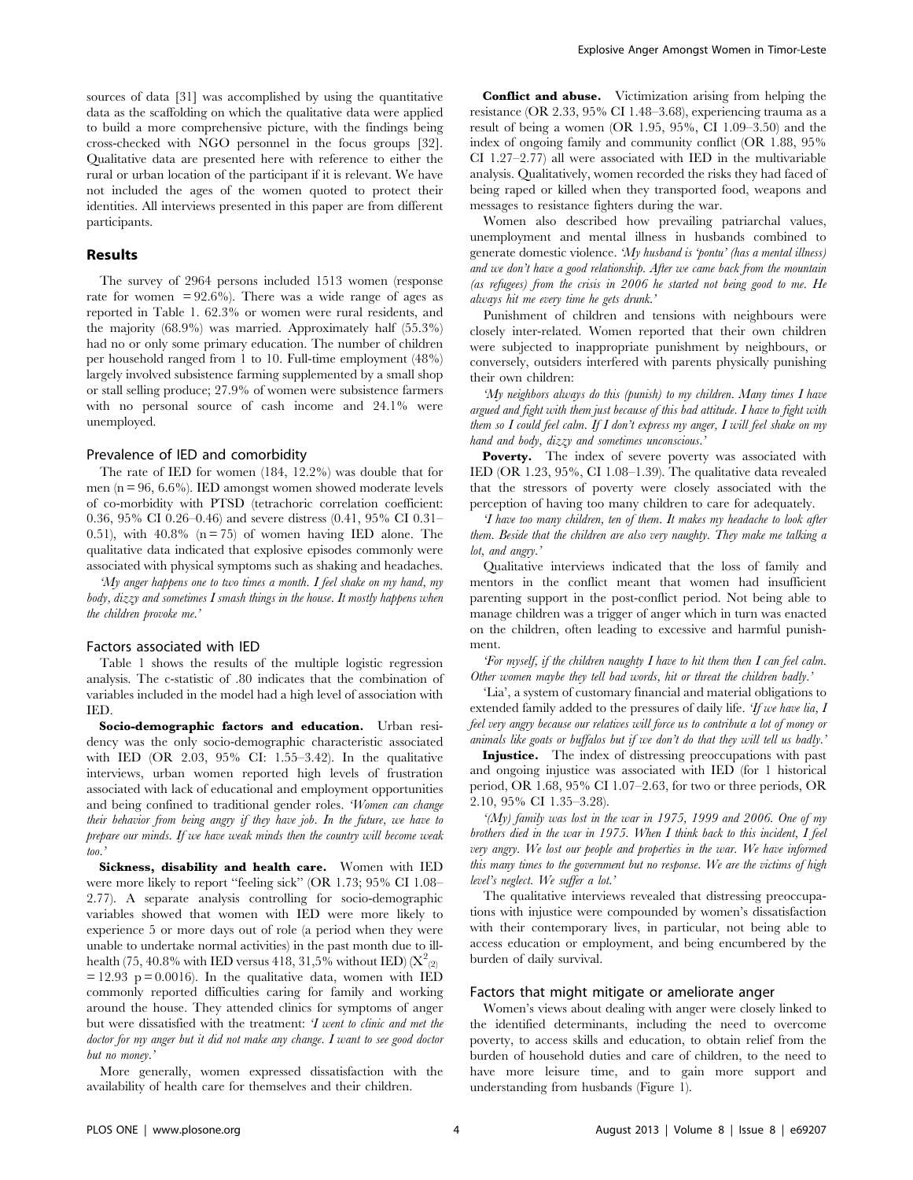sources of data [31] was accomplished by using the quantitative data as the scaffolding on which the qualitative data were applied to build a more comprehensive picture, with the findings being cross-checked with NGO personnel in the focus groups [32]. Qualitative data are presented here with reference to either the rural or urban location of the participant if it is relevant. We have not included the ages of the women quoted to protect their identities. All interviews presented in this paper are from different participants.

## Results

The survey of 2964 persons included 1513 women (response rate for women = 92.6%). There was a wide range of ages as reported in Table 1. 62.3% or women were rural residents, and the majority (68.9%) was married. Approximately half (55.3%) had no or only some primary education. The number of children per household ranged from 1 to 10. Full-time employment (48%) largely involved subsistence farming supplemented by a small shop or stall selling produce; 27.9% of women were subsistence farmers with no personal source of cash income and 24.1% were unemployed.

### Prevalence of IED and comorbidity

The rate of IED for women (184, 12.2%) was double that for men (n = 96, 6.6%). IED amongst women showed moderate levels of co-morbidity with PTSD (tetrachoric correlation coefficient: 0.36, 95% CI 0.26–0.46) and severe distress (0.41, 95% CI 0.31–0.51), with 40.8% (n = 75) of women having IED alone. The qualitative data indicated that explosive episodes commonly were associated with physical symptoms such as shaking and headaches.

*'My anger happens one to two times a month. I feel shake on my hand, my body, dizzy and sometimes I smash things in the house. It mostly happens when the children provoke me.'*

### Factors associated with IED

Table 1 shows the results of the multiple logistic regression analysis. The c-statistic of .80 indicates that the combination of variables included in the model had a high level of association with IED.

**Socio-demographic factors and education.** Urban residency was the only socio-demographic characteristic associated with IED (OR 2.03, 95% CI: 1.55–3.42). In the qualitative interviews, urban women reported high levels of frustration associated with lack of educational and employment opportunities and being confined to traditional gender roles. *'Women can change their behavior from being angry if they have job. In the future, we have to prepare our minds. If we have weak minds then the country will become weak too.'*

**Sickness, disability and health care.** Women with IED were more likely to report "feeling sick" (OR 1.73; 95% CI 1.08–2.77). A separate analysis controlling for socio-demographic variables showed that women with IED were more likely to experience 5 or more days out of role (a period when they were unable to undertake normal activities) in the past month due to ill-health (75, 40.8% with IED versus 418, 31,5% without IED) ($X^2_{(2)}$ = 12.93 p = 0.0016). In the qualitative data, women with IED commonly reported difficulties caring for family and working around the house. They attended clinics for symptoms of anger but were dissatisfied with the treatment: *'I went to clinic and met the doctor for my anger but it did not make any change. I want to see good doctor but no money.'*

More generally, women expressed dissatisfaction with the availability of health care for themselves and their children.

**Conflict and abuse.** Victimization arising from helping the resistance (OR 2.33, 95% CI 1.48–3.68), experiencing trauma as a result of being a women (OR 1.95, 95%, CI 1.09–3.50) and the index of ongoing family and community conflict (OR 1.88, 95% CI 1.27–2.77) all were associated with IED in the multivariable analysis. Qualitatively, women recorded the risks they had faced of being raped or killed when they transported food, weapons and messages to resistance fighters during the war.

Women also described how prevailing patriarchal values, unemployment and mental illness in husbands combined to generate domestic violence. *'My husband is 'pontu' (has a mental illness) and we don't have a good relationship. After we came back from the mountain (as refugees) from the crisis in 2006 he started not being good to me. He always hit me every time he gets drunk.'*

Punishment of children and tensions with neighbours were closely inter-related. Women reported that their own children were subjected to inappropriate punishment by neighbours, or conversely, outsiders interfered with parents physically punishing their own children:

*'My neighbors always do this (punish) to my children. Many times I have argued and fight with them just because of this bad attitude. I have to fight with them so I could feel calm. If I don't express my anger, I will feel shake on my hand and body, dizzy and sometimes unconscious.'*

**Poverty.** The index of severe poverty was associated with IED (OR 1.23, 95%, CI 1.08–1.39). The qualitative data revealed that the stressors of poverty were closely associated with the perception of having too many children to care for adequately.

*'I have too many children, ten of them. It makes my headache to look after them. Beside that the children are also very naughty. They make me talking a lot, and angry.'*

Qualitative interviews indicated that the loss of family and mentors in the conflict meant that women had insufficient parenting support in the post-conflict period. Not being able to manage children was a trigger of anger which in turn was enacted on the children, often leading to excessive and harmful punishment.

*'For myself, if the children naughty I have to hit them then I can feel calm. Other women maybe they tell bad words, hit or threat the children badly.'*

'Lia', a system of customary financial and material obligations to extended family added to the pressures of daily life. *'If we have lia, I feel very angry because our relatives will force us to contribute a lot of money or animals like goats or buffalos but if we don't do that they will tell us badly.'*

**Injustice.** The index of distressing preoccupations with past and ongoing injustice was associated with IED (for 1 historical period, OR 1.68, 95% CI 1.07–2.63, for two or three periods, OR 2.10, 95% CI 1.35–3.28).

*'(My) family was lost in the war in 1975, 1999 and 2006. One of my brothers died in the war in 1975. When I think back to this incident, I feel very angry. We lost our people and properties in the war. We have informed this many times to the government but no response. We are the victims of high level's neglect. We suffer a lot.'*

The qualitative interviews revealed that distressing preoccupations with injustice were compounded by women's dissatisfaction with their contemporary lives, in particular, not being able to access education or employment, and being encumbered by the burden of daily survival.

### Factors that might mitigate or ameliorate anger

Women's views about dealing with anger were closely linked to the identified determinants, including the need to overcome poverty, to access skills and education, to obtain relief from the burden of household duties and care of children, to the need to have more leisure time, and to gain more support and understanding from husbands (Figure 1).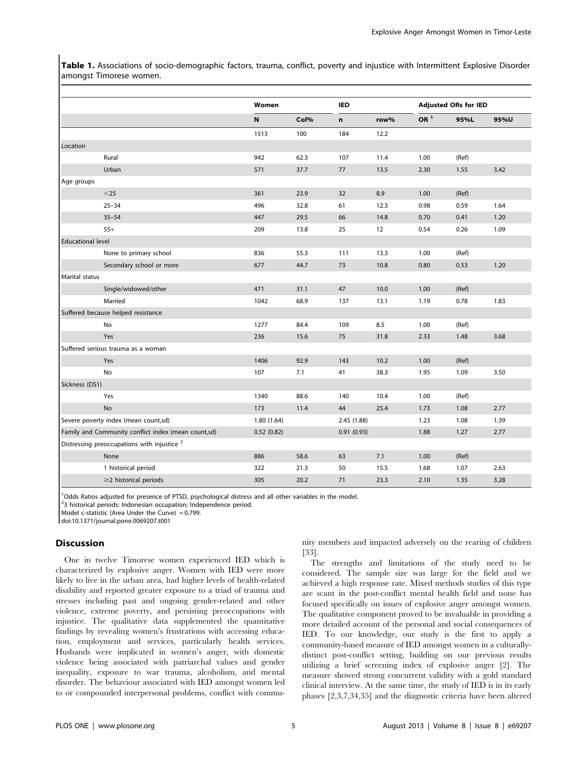**Table 1.** Associations of socio-demographic factors, trauma, conflict, poverty and injustice with Intermittent Explosive Disorder amongst Timorese women.

| | Women | | IED | | Adjusted ORs for IED | | |
|---|---|---|---|---|---|---|---|
| | N | Col% | n | row% | OR [1] | 95%L | 95%U |
| | 1513 | 100 | 184 | 12.2 | | | |
| Location | | | | | | | |
| Rural | 942 | 62.3 | 107 | 11.4 | 1.00 | (Ref) | |
| Urban | 571 | 37.7 | 77 | 13.5 | 2.30 | 1.55 | 3.42 |
| Age groups | | | | | | | |
| <25 | 361 | 23.9 | 32 | 8.9 | 1.00 | (Ref) | |
| 25–34 | 496 | 32.8 | 61 | 12.3 | 0.98 | 0.59 | 1.64 |
| 35–54 | 447 | 29.5 | 66 | 14.8 | 0.70 | 0.41 | 1.20 |
| 55+ | 209 | 13.8 | 25 | 12 | 0.54 | 0.26 | 1.09 |
| Educational level | | | | | | | |
| None to primary school | 836 | 55.3 | 111 | 13.3 | 1.00 | (Ref) | |
| Secondary school or more | 677 | 44.7 | 73 | 10.8 | 0.80 | 0.53 | 1.20 |
| Marital status | | | | | | | |
| Single/widowed/other | 471 | 31.1 | 47 | 10.0 | 1.00 | (Ref) | |
| Married | 1042 | 68.9 | 137 | 13.1 | 1.19 | 0.78 | 1.83 |
| Suffered because helped resistance | | | | | | | |
| No | 1277 | 84.4 | 109 | 8.5 | 1.00 | (Ref) | |
| Yes | 236 | 15.6 | 75 | 31.8 | 2.33 | 1.48 | 3.68 |
| Suffered serious trauma as a woman | | | | | | | |
| Yes | 1406 | 92.9 | 143 | 10.2 | 1.00 | (Ref) | |
| No | 107 | 7.1 | 41 | 38.3 | 1.95 | 1.09 | 3.50 |
| Sickness (DS1) | | | | | | | |
| Yes | 1340 | 88.6 | 140 | 10.4 | 1.00 | (Ref) | |
| No | 173 | 11.4 | 44 | 25.4 | 1.73 | 1.08 | 2.77 |
| Severe poverty index (mean count,sd) | 1.80 (1.64) | | 2.45 (1.88) | | 1.23 | 1.08 | 1.39 |
| Family and Community conflict index (mean count,sd) | 0.52 (0.82) | | 0.91 (0.93) | | 1.88 | 1.27 | 2.77 |
| Distressing preoccupations with injustice [2] | | | | | | | |
| None | 886 | 58.6 | 63 | 7.1 | 1.00 | (Ref) | |
| 1 historical period | 322 | 21.3 | 50 | 15.5 | 1.68 | 1.07 | 2.63 |
| ≥2 historical periods | 305 | 20.2 | 71 | 23.3 | 2.10 | 1.35 | 3.28 |

[1]Odds Ratios adjusted for presence of PTSD, psychological distress and all other variables in the model.
[2]3 historical periods: Indonesian occupation; Independence period.
Model c-statistic (Area Under the Curve) = 0.799.
doi:10.1371/journal.pone.0069207.t001

## Discussion

One in twelve Timorese women experienced IED which is characterized by explosive anger. Women with IED were more likely to live in the urban area, had higher levels of health-related disability and reported greater exposure to a triad of trauma and stresses including past and ongoing gender-related and other violence, extreme poverty, and persisting preoccupations with injustice. The qualitative data supplemented the quantitative findings by revealing women's frustrations with accessing education, employment and services, particularly health services. Husbands were implicated in women's anger, with domestic violence being associated with patriarchal values and gender inequality, exposure to war trauma, alcoholism, and mental disorder. The behaviour associated with IED amongst women led to or compounded interpersonal problems, conflict with community members and impacted adversely on the rearing of children [33].

The strengths and limitations of the study need to be considered. The sample size was large for the field and we achieved a high response rate. Mixed methods studies of this type are scant in the post-conflict mental health field and none has focused specifically on issues of explosive anger amongst women. The qualitative component proved to be invaluable in providing a more detailed account of the personal and social consequences of IED. To our knowledge, our study is the first to apply a community-based measure of IED amongst women in a culturally-distinct post-conflict setting, building on our previous results utilizing a brief screening index of explosive anger [2]. The measure showed strong concurrent validity with a gold standard clinical interview. At the same time, the study of IED is in its early phases [2,3,7,34,35] and the diagnostic criteria have been altered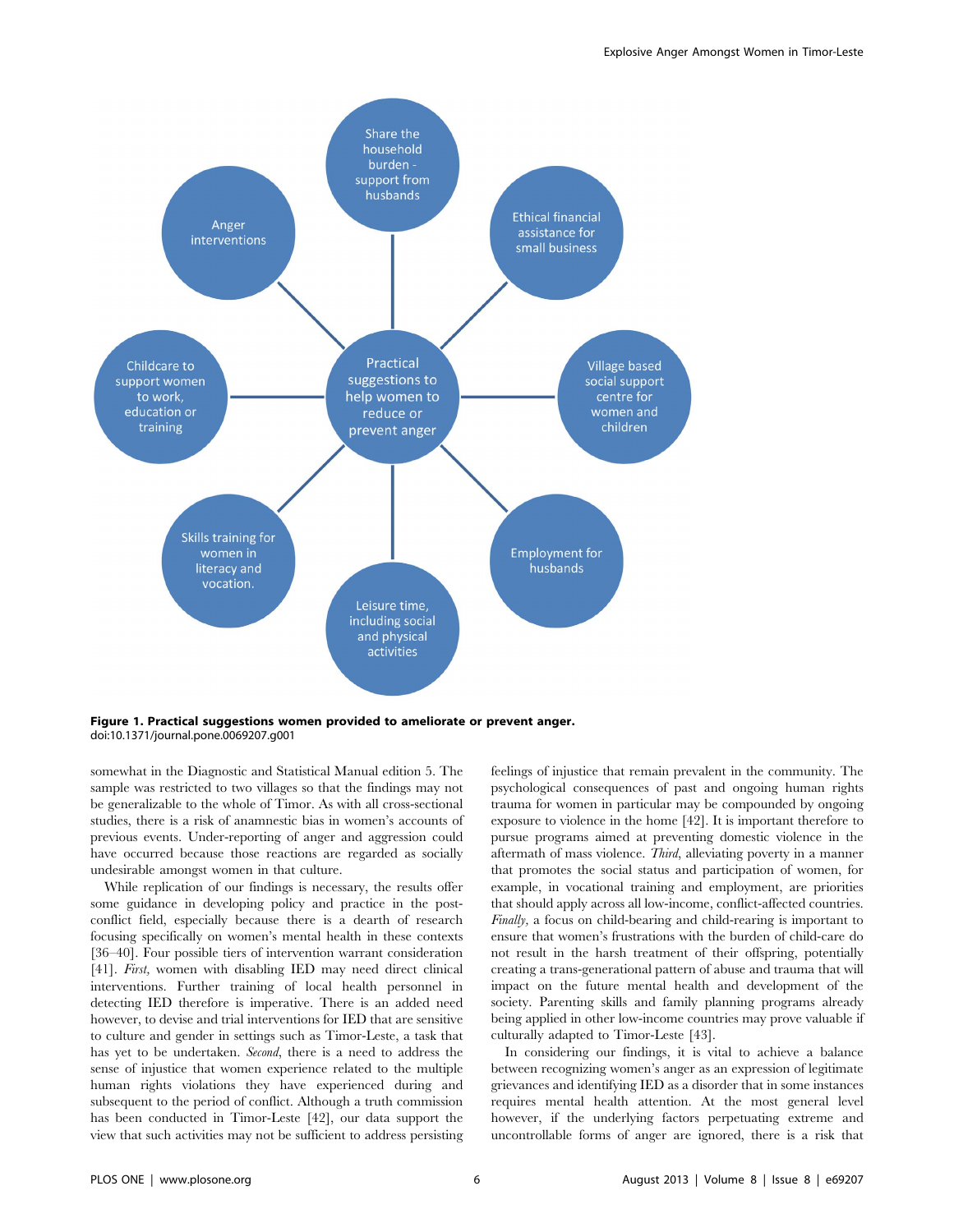Figure 1. Practical suggestions women provided to ameliorate or prevent anger.
doi:10.1371/journal.pone.0069207.g001

somewhat in the Diagnostic and Statistical Manual edition 5. The sample was restricted to two villages so that the findings may not be generalizable to the whole of Timor. As with all cross-sectional studies, there is a risk of anamnestic bias in women's accounts of previous events. Under-reporting of anger and aggression could have occurred because those reactions are regarded as socially undesirable amongst women in that culture.

While replication of our findings is necessary, the results offer some guidance in developing policy and practice in the post-conflict field, especially because there is a dearth of research focusing specifically on women's mental health in these contexts [36–40]. Four possible tiers of intervention warrant consideration [41]. *First,* women with disabling IED may need direct clinical interventions. Further training of local health personnel in detecting IED therefore is imperative. There is an added need however, to devise and trial interventions for IED that are sensitive to culture and gender in settings such as Timor-Leste, a task that has yet to be undertaken. *Second,* there is a need to address the sense of injustice that women experience related to the multiple human rights violations they have experienced during and subsequent to the period of conflict. Although a truth commission has been conducted in Timor-Leste [42], our data support the view that such activities may not be sufficient to address persisting feelings of injustice that remain prevalent in the community. The psychological consequences of past and ongoing human rights trauma for women in particular may be compounded by ongoing exposure to violence in the home [42]. It is important therefore to pursue programs aimed at preventing domestic violence in the aftermath of mass violence. *Third,* alleviating poverty in a manner that promotes the social status and participation of women, for example, in vocational training and employment, are priorities that should apply across all low-income, conflict-affected countries. *Finally,* a focus on child-bearing and child-rearing is important to ensure that women's frustrations with the burden of child-care do not result in the harsh treatment of their offspring, potentially creating a trans-generational pattern of abuse and trauma that will impact on the future mental health and development of the society. Parenting skills and family planning programs already being applied in other low-income countries may prove valuable if culturally adapted to Timor-Leste [43].

In considering our findings, it is vital to achieve a balance between recognizing women's anger as an expression of legitimate grievances and identifying IED as a disorder that in some instances requires mental health attention. At the most general level however, if the underlying factors perpetuating extreme and uncontrollable forms of anger are ignored, there is a risk that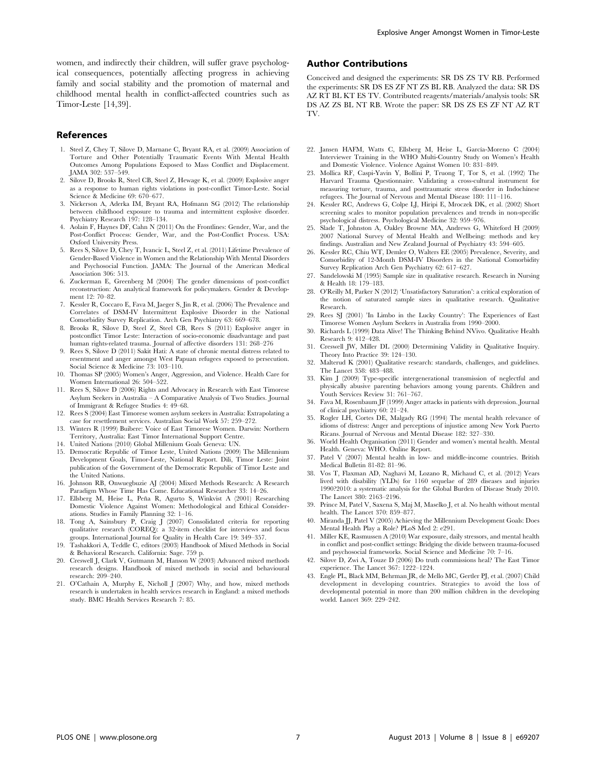women, and indirectly their children, will suffer grave psychological consequences, potentially affecting progress in achieving family and social stability and the promotion of maternal and childhood mental health in conflict-affected countries such as Timor-Leste [14,39].

## Author Contributions

Conceived and designed the experiments: SR DS ZS TV RB. Performed the experiments: SR DS ES ZF NT ZS BL RB. Analyzed the data: SR DS AZ RT BL KT ES TV. Contributed reagents/materials/analysis tools: SR DS AZ ZS BL NT RB. Wrote the paper: SR DS ZS ES ZF NT AZ RT TV.

## References

1. Steel Z, Chey T, Silove D, Marnane C, Bryant RA, et al. (2009) Association of Torture and Other Potentially Traumatic Events With Mental Health Outcomes Among Populations Exposed to Mass Conflict and Displacement. JAMA 302: 537–549.
2. Silove D, Brooks R, Steel CB, Steel Z, Hewage K, et al. (2009) Explosive anger as a response to human rights violations in post-conflict Timor-Leste. Social Science & Medicine 69: 670–677.
3. Nickerson A, Aderka IM, Bryant RA, Hofmann SG (2012) The relationship between childhood exposure to trauma and intermittent explosive disorder. Psychiatry Research 197: 128–134.
4. Aolain F, Haynes DF, Cahn N (2011) On the Frontlines: Gender, War, and the Post-Conflict Process: Gender, War, and the Post-Conflict Process. USA: Oxford University Press.
5. Rees S, Silove D, Chey T, Ivancic L, Steel Z, et al. (2011) Lifetime Prevalence of Gender-Based Violence in Women and the Relationship With Mental Disorders and Psychosocial Function. JAMA: The Journal of the American Medical Association 306: 513.
6. Zuckerman E, Greenberg M (2004) The gender dimensions of post-conflict reconstruction: An analytical framework for policymakers. Gender & Development 12: 70–82.
7. Kessler R, Coccaro E, Fava M, Jaeger S, Jin R, et al. (2006) The Prevalence and Correlates of DSM-IV Intermittent Explosive Disorder in the National Comorbidity Survey Replication. Arch Gen Psychiatry 63: 669–678.
8. Brooks R, Silove D, Steel Z, Steel CB, Rees S (2011) Explosive anger in postconflict Timor Leste: Interaction of socio-economic disadvantage and past human rights-related trauma. Journal of affective disorders 131: 268–276
9. Rees S, Silove D (2011) Sakit Hati: A state of chronic mental distress related to resentment and anger amongst West Papuan refugees exposed to persecution. Social Science & Medicine 73: 103–110.
10. Thomas SP (2005) Women's Anger, Aggression, and Violence. Health Care for Women International 26: 504–522.
11. Rees S, Silove D (2006) Rights and Advocacy in Research with East Timorese Asylum Seekers in Australia – A Comparative Analysis of Two Studies. Journal of Immigrant & Refugee Studies 4: 49–68.
12. Rees S (2004) East Timorese women asylum seekers in Australia: Extrapolating a case for resettlement services. Australian Social Work 57: 259–272.
13. Winters R (1999) Buibere: Voice of East Timorese Women. Darwin: Northern Territory, Australia: East Timor International Support Centre.
14. United Nations (2010) Global Millenium Goals Geneva: UN.
15. Democratic Republic of Timor Leste, United Nations (2009) The Millennium Development Goals, Timor-Leste, National Report. Dili, Timor Leste: Joint publication of the Government of the Democratic Republic of Timor Leste and the United Nations.
16. Johnson RB, Onwuegbuzie AJ (2004) Mixed Methods Research: A Research Paradigm Whose Time Has Come. Educational Researcher 33: 14–26.
17. Ellsberg M, Heise L, Peña R, Agurto S, Winkvist A (2001) Researching Domestic Violence Against Women: Methodological and Ethical Considerations. Studies in Family Planning 32: 1–16.
18. Tong A, Sainsbury P, Craig J (2007) Consolidated criteria for reporting qualitative research (COREQ): a 32-item checklist for interviews and focus groups. International Journal for Quality in Health Care 19: 349–357.
19. Tashakkori A, Teddle C, editors (2003) Handbook of Mixed Methods in Social & Behavioral Research. California: Sage. 759 p.
20. Creswell J, Clark V, Gutmann M, Hanson W (2003) Advanced mixed methods research designs. Handbook of mixed methods in social and behavioural research: 209–240.
21. O'Cathain A, Murphy E, Nicholl J (2007) Why, and how, mixed methods research is undertaken in health services research in England: a mixed methods study. BMC Health Services Research 7: 85.
22. Jansen HAFM, Watts C, Ellsberg M, Heise L, García-Moreno C (2004) Interviewer Training in the WHO Multi-Country Study on Women's Health and Domestic Violence. Violence Against Women 10: 831–849.
23. Mollica RF, Caspi-Yavin Y, Bollini P, Truong T, Tor S, et al. (1992) The Harvard Trauma Questionnaire. Validating a cross-cultural instrument for measuring torture, trauma, and posttraumatic stress disorder in Indochinese refugees. The Journal of Nervous and Mental Disease 180: 111–116.
24. Kessler RC, Andrews G, Colpe LJ, Hiripi E, Mroczek DK, et al. (2002) Short screening scales to monitor population prevalences and trends in non-specific psychological distress. Psychological Medicine 32: 959–976.
25. Slade T, Johnston A, Oakley Browne MA, Andrews G, Whiteford H (2009) 2007 National Survey of Mental Health and Wellbeing: methods and key findings. Australian and New Zealand Journal of Psychiatry 43: 594–605.
26. Kessler RC, Chiu WT, Demler O, Walters EE (2005) Prevalence, Severity, and Comorbidity of 12-Month DSM-IV Disorders in the National Comorbidity Survey Replication Arch Gen Psychiatry 62: 617–627.
27. Sandelowski M (1995) Sample size in qualitative research. Research in Nursing & Health 18: 179–183.
28. O'Reilly M, Parker N (2012) 'Unsatisfactory Saturation': a critical exploration of the notion of saturated sample sizes in qualitative research. Qualitative Research.
29. Rees SJ (2001) 'In Limbo in the Lucky Country': The Experiences of East Timorese Women Asylum Seekers in Australia from 1990–2000.
30. Richards L (1999) Data Alive! The Thinking Behind NVivo. Qualitative Health Research 9: 412–428.
31. Creswel JW, Miller DL (2000) Determining Validity in Qualitative Inquiry. Theory Into Practice 39: 124–130.
32. Malterud K (2001) Qualitative research: standards, challenges, and guidelines. The Lancet 358: 483–488.
33. Kim J (2009) Type-specific intergenerational transmission of neglectful and physically abusive parenting behaviors among young parents. Children and Youth Services Review 31: 761–767.
34. Fava M, Rosenbaum JF (1999) Anger attacks in patients with depression. Journal of clinical psychiatry 60: 21–24.
35. Rogler LH, Cortes DE, Malgady RG (1994) The mental health relevance of idioms of distress: Anger and perceptions of injustice among New York Puerto Ricans. Journal of Nervous and Mental Disease 182: 327–330.
36. World Health Organisation (2011) Gender and women's mental health. Mental Health. Geneva: WHO. Online Report.
37. Patel V (2007) Mental health in low- and middle-income countries. British Medical Bulletin 81-82: 81–96.
38. Vos T, Flaxman AD, Naghavi M, Lozano R, Michaud C, et al. (2012) Years lived with disability (YLDs) for 1160 sequelae of 289 diseases and injuries 1990?2010: a systematic analysis for the Global Burden of Disease Study 2010. The Lancet 380: 2163–2196.
39. Prince M, Patel V, Saxena S, Maj M, Maselko J, et al. No health without mental health. The Lancet 370: 859–877.
40. Miranda JJ, Patel V (2005) Achieving the Millennium Development Goals: Does Mental Health Play a Role? PLoS Med 2: e291.
41. Miller KE, Rasmussen A (2010) War exposure, daily stressors, and mental health in conflict and post-conflict settings: Bridging the divide between trauma-focused and psychosocial frameworks. Social Science and Medicine 70: 7–16.
42. Silove D, Zwi A, Touze D (2006) Do truth commissions heal? The East Timor experience. The Lancet 367: 1222–1224.
43. Engle PL, Black MM, Behrman JR, de Mello MC, Gertler PJ, et al. (2007) Child development in developing countries. Strategies to avoid the loss of developmental potential in more than 200 million children in the developing world. Lancet 369: 229–242.